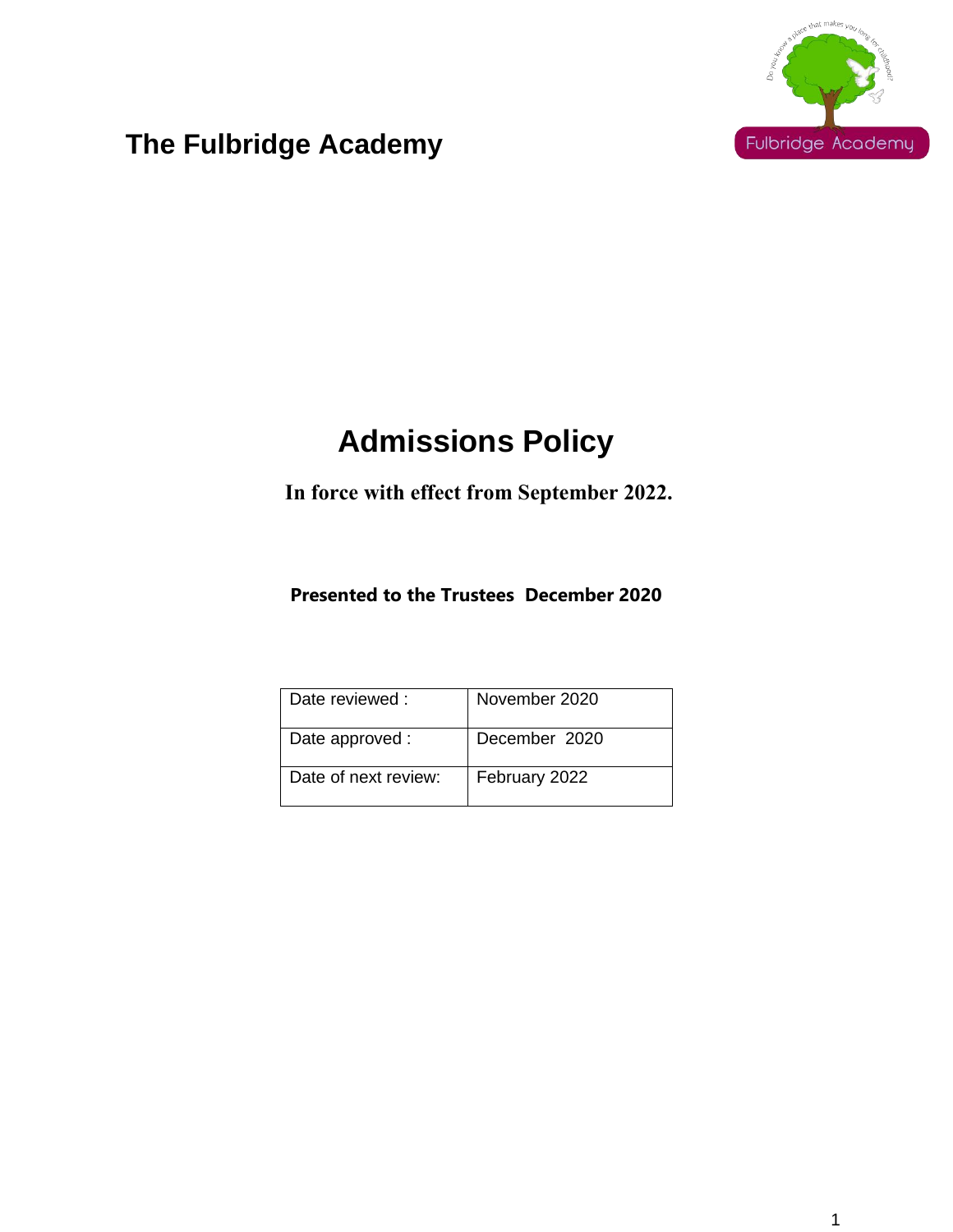# The Fulbridge Academy

# Admissions Policy

**In force with effect from September 2022.**

**Presented to the Trustees December 2020**

| Date reviewed : | November 2020 |
|---|---|
| Date approved : | December 2020 |
| Date of next review: | February 2022 |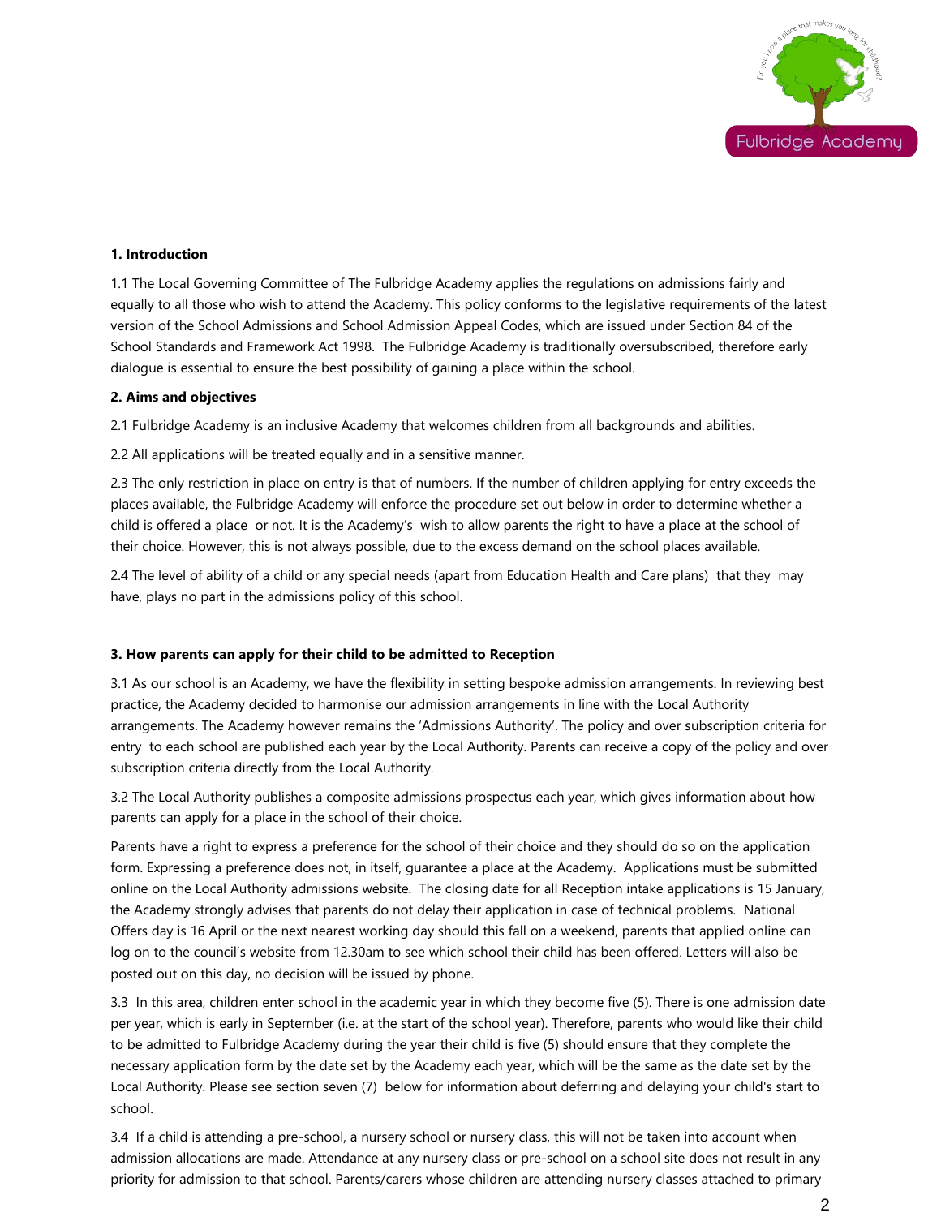**1. Introduction**

1.1 The Local Governing Committee of The Fulbridge Academy applies the regulations on admissions fairly and equally to all those who wish to attend the Academy. This policy conforms to the legislative requirements of the latest version of the School Admissions and School Admission Appeal Codes, which are issued under Section 84 of the School Standards and Framework Act 1998. The Fulbridge Academy is traditionally oversubscribed, therefore early dialogue is essential to ensure the best possibility of gaining a place within the school.

**2. Aims and objectives**

2.1 Fulbridge Academy is an inclusive Academy that welcomes children from all backgrounds and abilities.

2.2 All applications will be treated equally and in a sensitive manner.

2.3 The only restriction in place on entry is that of numbers. If the number of children applying for entry exceeds the places available, the Fulbridge Academy will enforce the procedure set out below in order to determine whether a child is offered a place or not. It is the Academy's wish to allow parents the right to have a place at the school of their choice. However, this is not always possible, due to the excess demand on the school places available.

2.4 The level of ability of a child or any special needs (apart from Education Health and Care plans) that they may have, plays no part in the admissions policy of this school.

**3. How parents can apply for their child to be admitted to Reception**

3.1 As our school is an Academy, we have the flexibility in setting bespoke admission arrangements. In reviewing best practice, the Academy decided to harmonise our admission arrangements in line with the Local Authority arrangements. The Academy however remains the 'Admissions Authority'. The policy and over subscription criteria for entry to each school are published each year by the Local Authority. Parents can receive a copy of the policy and over subscription criteria directly from the Local Authority.

3.2 The Local Authority publishes a composite admissions prospectus each year, which gives information about how parents can apply for a place in the school of their choice.

Parents have a right to express a preference for the school of their choice and they should do so on the application form. Expressing a preference does not, in itself, guarantee a place at the Academy. Applications must be submitted online on the Local Authority admissions website. The closing date for all Reception intake applications is 15 January, the Academy strongly advises that parents do not delay their application in case of technical problems. National Offers day is 16 April or the next nearest working day should this fall on a weekend, parents that applied online can log on to the council's website from 12.30am to see which school their child has been offered. Letters will also be posted out on this day, no decision will be issued by phone.

3.3 In this area, children enter school in the academic year in which they become five (5). There is one admission date per year, which is early in September (i.e. at the start of the school year). Therefore, parents who would like their child to be admitted to Fulbridge Academy during the year their child is five (5) should ensure that they complete the necessary application form by the date set by the Academy each year, which will be the same as the date set by the Local Authority. Please see section seven (7) below for information about deferring and delaying your child's start to school.

3.4 If a child is attending a pre-school, a nursery school or nursery class, this will not be taken into account when admission allocations are made. Attendance at any nursery class or pre-school on a school site does not result in any priority for admission to that school. Parents/carers whose children are attending nursery classes attached to primary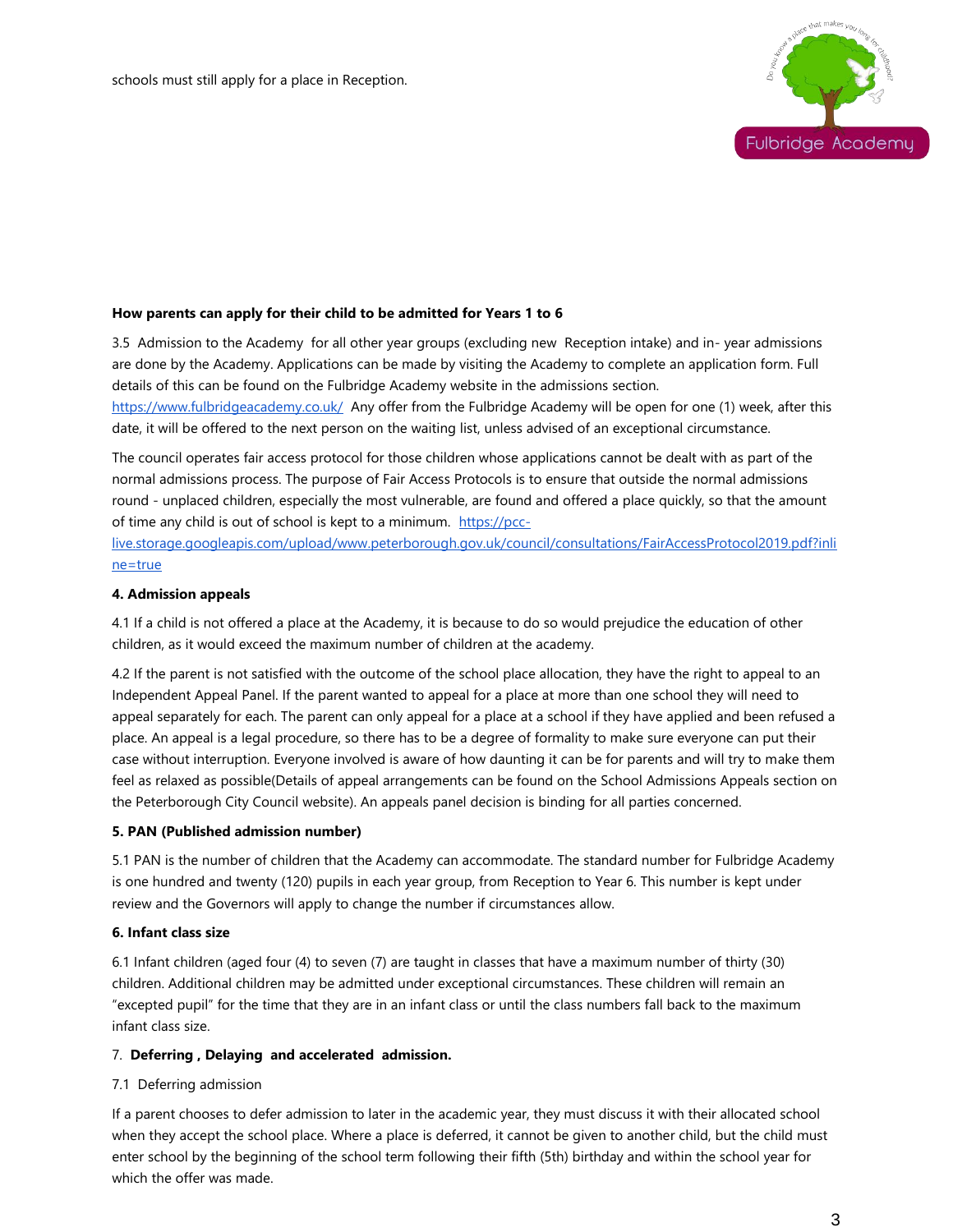schools must still apply for a place in Reception.

**How parents can apply for their child to be admitted for Years 1 to 6**

3.5 Admission to the Academy for all other year groups (excluding new Reception intake) and in- year admissions are done by the Academy. Applications can be made by visiting the Academy to complete an application form. Full details of this can be found on the Fulbridge Academy website in the admissions section. [https://www.fulbridgeacademy.co.uk/](https://www.fulbridgeacademy.co.uk/) Any offer from the Fulbridge Academy will be open for one (1) week, after this date, it will be offered to the next person on the waiting list, unless advised of an exceptional circumstance.

The council operates fair access protocol for those children whose applications cannot be dealt with as part of the normal admissions process. The purpose of Fair Access Protocols is to ensure that outside the normal admissions round - unplaced children, especially the most vulnerable, are found and offered a place quickly, so that the amount of time any child is out of school is kept to a minimum. [https://pcc-live.storage.googleapis.com/upload/www.peterborough.gov.uk/council/consultations/FairAccessProtocol2019.pdf?inline=true](https://pcc-live.storage.googleapis.com/upload/www.peterborough.gov.uk/council/consultations/FairAccessProtocol2019.pdf?inline=true)

**4. Admission appeals**

4.1 If a child is not offered a place at the Academy, it is because to do so would prejudice the education of other children, as it would exceed the maximum number of children at the academy.

4.2 If the parent is not satisfied with the outcome of the school place allocation, they have the right to appeal to an Independent Appeal Panel. If the parent wanted to appeal for a place at more than one school they will need to appeal separately for each. The parent can only appeal for a place at a school if they have applied and been refused a place. An appeal is a legal procedure, so there has to be a degree of formality to make sure everyone can put their case without interruption. Everyone involved is aware of how daunting it can be for parents and will try to make them feel as relaxed as possible(Details of appeal arrangements can be found on the School Admissions Appeals section on the Peterborough City Council website). An appeals panel decision is binding for all parties concerned.

**5. PAN (Published admission number)**

5.1 PAN is the number of children that the Academy can accommodate. The standard number for Fulbridge Academy is one hundred and twenty (120) pupils in each year group, from Reception to Year 6. This number is kept under review and the Governors will apply to change the number if circumstances allow.

**6. Infant class size**

6.1 Infant children (aged four (4) to seven (7) are taught in classes that have a maximum number of thirty (30) children. Additional children may be admitted under exceptional circumstances. These children will remain an "excepted pupil" for the time that they are in an infant class or until the class numbers fall back to the maximum infant class size.

**7. Deferring , Delaying and accelerated admission.**

7.1 Deferring admission

If a parent chooses to defer admission to later in the academic year, they must discuss it with their allocated school when they accept the school place. Where a place is deferred, it cannot be given to another child, but the child must enter school by the beginning of the school term following their fifth (5th) birthday and within the school year for which the offer was made.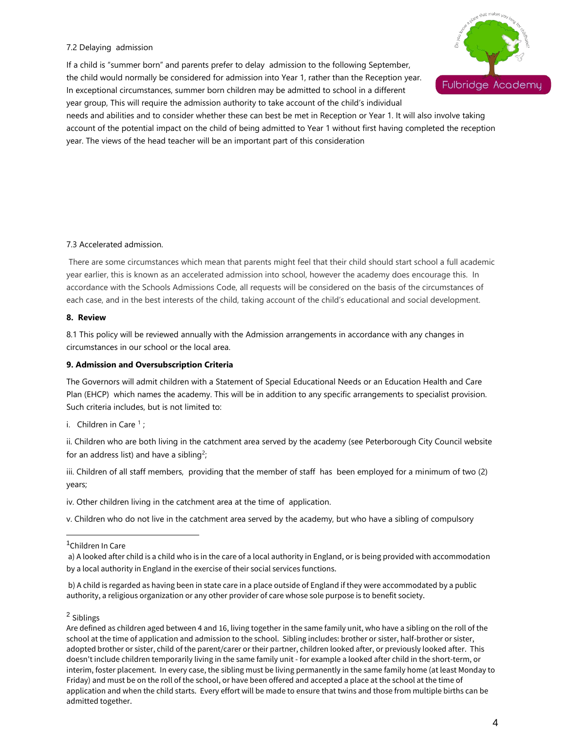7.2 Delaying admission

If a child is "summer born" and parents prefer to delay admission to the following September, the child would normally be considered for admission into Year 1, rather than the Reception year. In exceptional circumstances, summer born children may be admitted to school in a different year group, This will require the admission authority to take account of the child's individual needs and abilities and to consider whether these can best be met in Reception or Year 1. It will also involve taking account of the potential impact on the child of being admitted to Year 1 without first having completed the reception year. The views of the head teacher will be an important part of this consideration

7.3 Accelerated admission.

There are some circumstances which mean that parents might feel that their child should start school a full academic year earlier, this is known as an accelerated admission into school, however the academy does encourage this. In accordance with the Schools Admissions Code, all requests will be considered on the basis of the circumstances of each case, and in the best interests of the child, taking account of the child's educational and social development.

**8. Review**

8.1 This policy will be reviewed annually with the Admission arrangements in accordance with any changes in circumstances in our school or the local area.

**9. Admission and Oversubscription Criteria**

The Governors will admit children with a Statement of Special Educational Needs or an Education Health and Care Plan (EHCP) which names the academy. This will be in addition to any specific arrangements to specialist provision. Such criteria includes, but is not limited to:

i. Children in Care [1] ;

ii. Children who are both living in the catchment area served by the academy (see Peterborough City Council website for an address list) and have a sibling[2];

iii. Children of all staff members, providing that the member of staff has been employed for a minimum of two (2) years;

iv. Other children living in the catchment area at the time of application.

v. Children who do not live in the catchment area served by the academy, but who have a sibling of compulsory

---

[1]Children In Care

a) A looked after child is a child who is in the care of a local authority in England, or is being provided with accommodation by a local authority in England in the exercise of their social services functions.

b) A child is regarded as having been in state care in a place outside of England if they were accommodated by a public authority, a religious organization or any other provider of care whose sole purpose is to benefit society.

[2] Siblings

Are defined as children aged between 4 and 16, living together in the same family unit, who have a sibling on the roll of the school at the time of application and admission to the school. Sibling includes: brother or sister, half-brother or sister, adopted brother or sister, child of the parent/carer or their partner, children looked after, or previously looked after. This doesn't include children temporarily living in the same family unit - for example a looked after child in the short-term, or interim, foster placement. In every case, the sibling must be living permanently in the same family home (at least Monday to Friday) and must be on the roll of the school, or have been offered and accepted a place at the school at the time of application and when the child starts. Every effort will be made to ensure that twins and those from multiple births can be admitted together.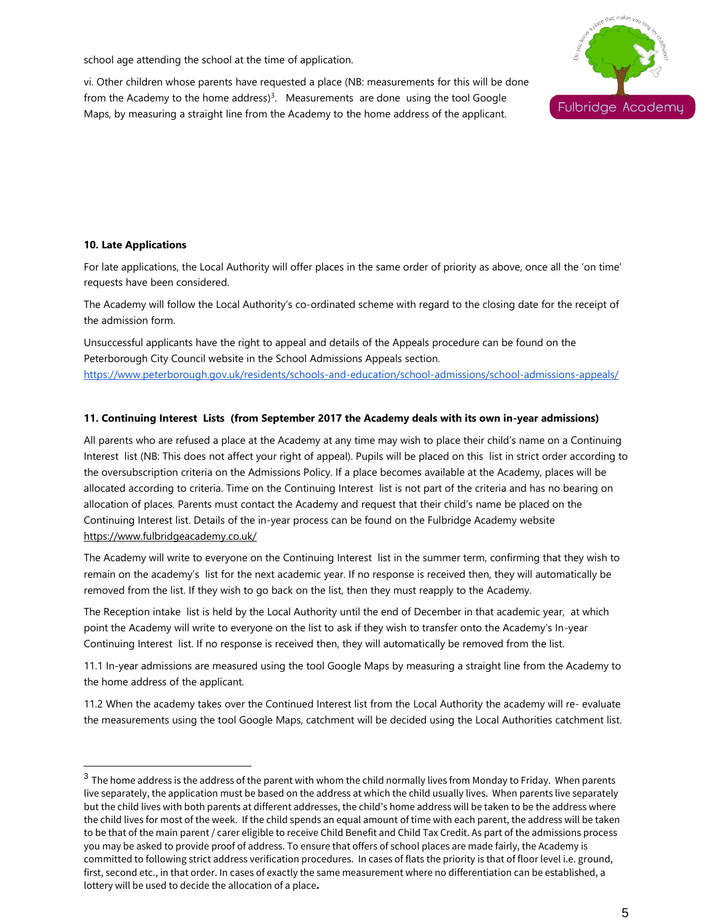school age attending the school at the time of application.

vi. Other children whose parents have requested a place (NB: measurements for this will be done from the Academy to the home address)[3]. Measurements are done using the tool Google Maps, by measuring a straight line from the Academy to the home address of the applicant.

**10. Late Applications**

For late applications, the Local Authority will offer places in the same order of priority as above, once all the 'on time' requests have been considered.

The Academy will follow the Local Authority's co-ordinated scheme with regard to the closing date for the receipt of the admission form.

Unsuccessful applicants have the right to appeal and details of the Appeals procedure can be found on the Peterborough City Council website in the School Admissions Appeals section.
https://www.peterborough.gov.uk/residents/schools-and-education/school-admissions/school-admissions-appeals/

**11. Continuing Interest Lists (from September 2017 the Academy deals with its own in-year admissions)**

All parents who are refused a place at the Academy at any time may wish to place their child's name on a Continuing Interest list (NB: This does not affect your right of appeal). Pupils will be placed on this list in strict order according to the oversubscription criteria on the Admissions Policy. If a place becomes available at the Academy, places will be allocated according to criteria. Time on the Continuing Interest list is not part of the criteria and has no bearing on allocation of places. Parents must contact the Academy and request that their child's name be placed on the Continuing Interest list. Details of the in-year process can be found on the Fulbridge Academy website https://www.fulbridgeacademy.co.uk/

The Academy will write to everyone on the Continuing Interest list in the summer term, confirming that they wish to remain on the academy's list for the next academic year. If no response is received then, they will automatically be removed from the list. If they wish to go back on the list, then they must reapply to the Academy.

The Reception intake list is held by the Local Authority until the end of December in that academic year, at which point the Academy will write to everyone on the list to ask if they wish to transfer onto the Academy's In-year Continuing Interest list. If no response is received then, they will automatically be removed from the list.

11.1 In-year admissions are measured using the tool Google Maps by measuring a straight line from the Academy to the home address of the applicant.

11.2 When the academy takes over the Continued Interest list from the Local Authority the academy will re- evaluate the measurements using the tool Google Maps, catchment will be decided using the Local Authorities catchment list.

---

[3] The home address is the address of the parent with whom the child normally lives from Monday to Friday. When parents live separately, the application must be based on the address at which the child usually lives. When parents live separately but the child lives with both parents at different addresses, the child's home address will be taken to be the address where the child lives for most of the week. If the child spends an equal amount of time with each parent, the address will be taken to be that of the main parent / carer eligible to receive Child Benefit and Child Tax Credit. As part of the admissions process you may be asked to provide proof of address. To ensure that offers of school places are made fairly, the Academy is committed to following strict address verification procedures. In cases of flats the priority is that of floor level i.e. ground, first, second etc., in that order. In cases of exactly the same measurement where no differentiation can be established, a lottery will be used to decide the allocation of a place.